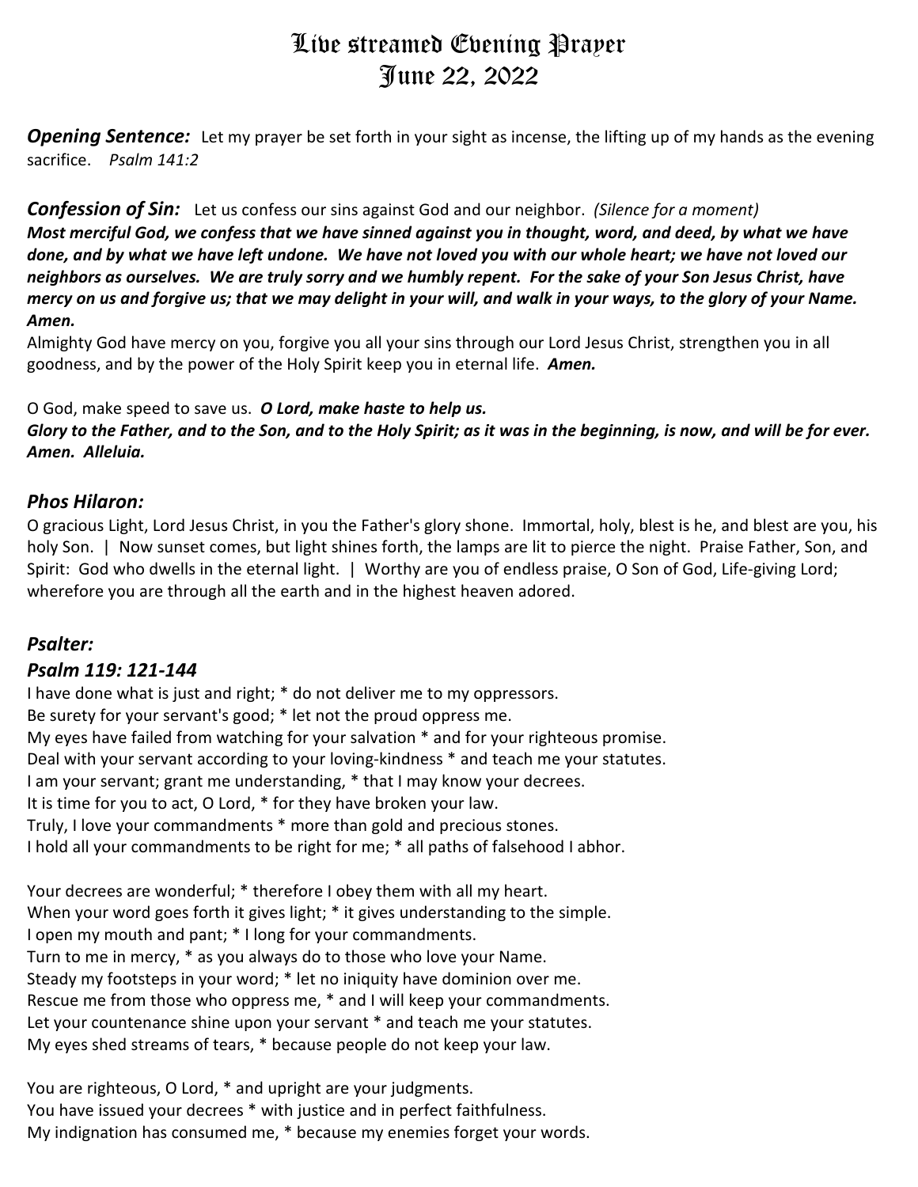# Live streamed Evening Prayer
# June 22, 2022

***Opening Sentence:*** Let my prayer be set forth in your sight as incense, the lifting up of my hands as the evening sacrifice. *Psalm 141:2*

***Confession of Sin:*** Let us confess our sins against God and our neighbor. *(Silence for a moment)*
***Most merciful God, we confess that we have sinned against you in thought, word, and deed, by what we have done, and by what we have left undone. We have not loved you with our whole heart; we have not loved our neighbors as ourselves. We are truly sorry and we humbly repent. For the sake of your Son Jesus Christ, have mercy on us and forgive us; that we may delight in your will, and walk in your ways, to the glory of your Name. Amen.***
Almighty God have mercy on you, forgive you all your sins through our Lord Jesus Christ, strengthen you in all goodness, and by the power of the Holy Spirit keep you in eternal life. ***Amen.***

O God, make speed to save us. ***O Lord, make haste to help us.***
***Glory to the Father, and to the Son, and to the Holy Spirit; as it was in the beginning, is now, and will be for ever. Amen. Alleluia.***

### *Phos Hilaron:*

O gracious Light, Lord Jesus Christ, in you the Father's glory shone. Immortal, holy, blest is he, and blest are you, his holy Son. | Now sunset comes, but light shines forth, the lamps are lit to pierce the night. Praise Father, Son, and Spirit: God who dwells in the eternal light. | Worthy are you of endless praise, O Son of God, Life-giving Lord; wherefore you are through all the earth and in the highest heaven adored.

### *Psalter:*

### *Psalm 119: 121-144*

I have done what is just and right; * do not deliver me to my oppressors.
Be surety for your servant's good; * let not the proud oppress me.
My eyes have failed from watching for your salvation * and for your righteous promise.
Deal with your servant according to your loving-kindness * and teach me your statutes.
I am your servant; grant me understanding, * that I may know your decrees.
It is time for you to act, O Lord, * for they have broken your law.
Truly, I love your commandments * more than gold and precious stones.
I hold all your commandments to be right for me; * all paths of falsehood I abhor.

Your decrees are wonderful; * therefore I obey them with all my heart.
When your word goes forth it gives light; * it gives understanding to the simple.
I open my mouth and pant; * I long for your commandments.
Turn to me in mercy, * as you always do to those who love your Name.
Steady my footsteps in your word; * let no iniquity have dominion over me.
Rescue me from those who oppress me, * and I will keep your commandments.
Let your countenance shine upon your servant * and teach me your statutes.
My eyes shed streams of tears, * because people do not keep your law.

You are righteous, O Lord, * and upright are your judgments.
You have issued your decrees * with justice and in perfect faithfulness.
My indignation has consumed me, * because my enemies forget your words.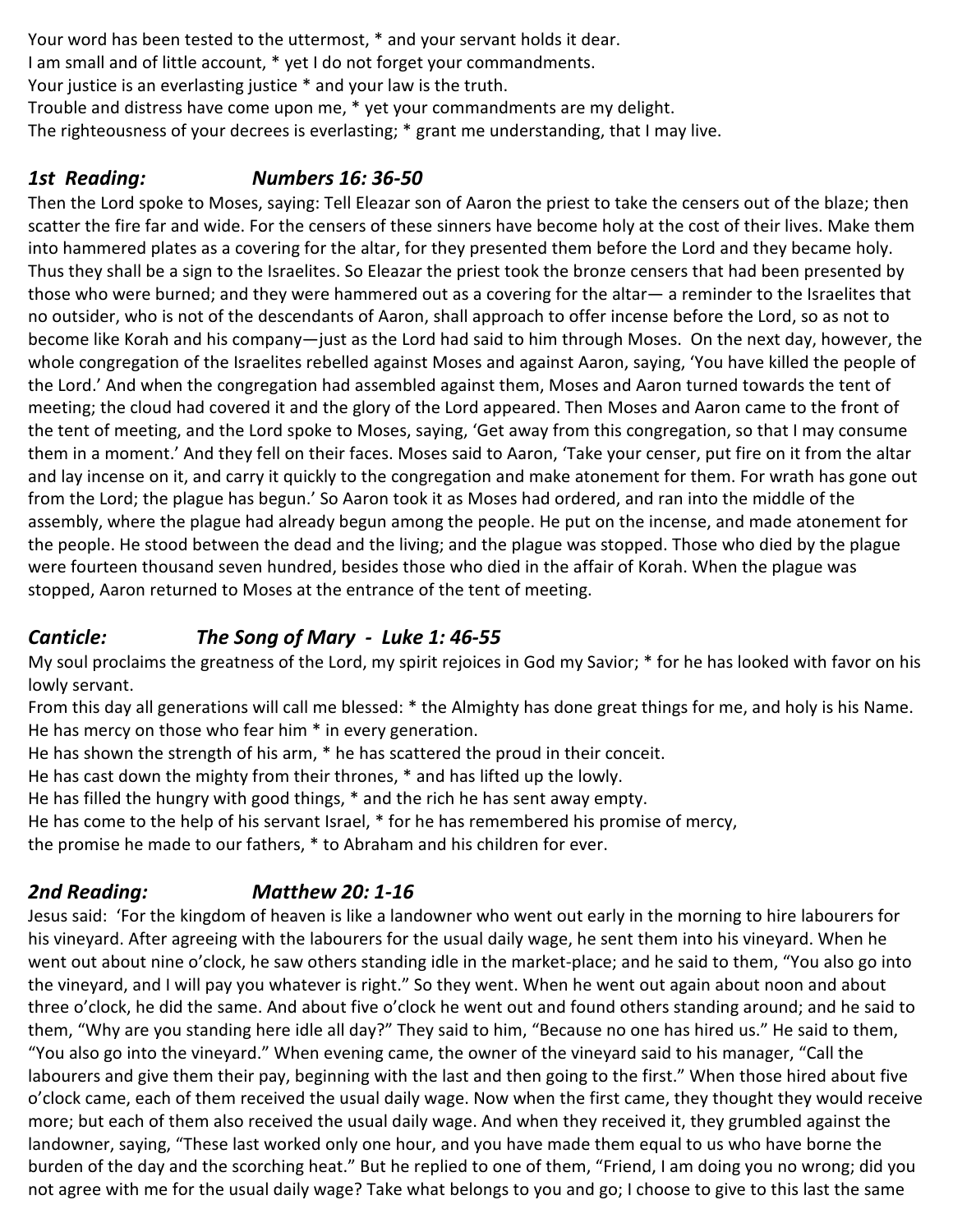Your word has been tested to the uttermost, * and your servant holds it dear.
I am small and of little account, * yet I do not forget your commandments.
Your justice is an everlasting justice * and your law is the truth.
Trouble and distress have come upon me, * yet your commandments are my delight.
The righteousness of your decrees is everlasting; * grant me understanding, that I may live.

### *1st Reading: Numbers 16: 36-50*

Then the Lord spoke to Moses, saying: Tell Eleazar son of Aaron the priest to take the censers out of the blaze; then scatter the fire far and wide. For the censers of these sinners have become holy at the cost of their lives. Make them into hammered plates as a covering for the altar, for they presented them before the Lord and they became holy. Thus they shall be a sign to the Israelites. So Eleazar the priest took the bronze censers that had been presented by those who were burned; and they were hammered out as a covering for the altar— a reminder to the Israelites that no outsider, who is not of the descendants of Aaron, shall approach to offer incense before the Lord, so as not to become like Korah and his company—just as the Lord had said to him through Moses. On the next day, however, the whole congregation of the Israelites rebelled against Moses and against Aaron, saying, 'You have killed the people of the Lord.' And when the congregation had assembled against them, Moses and Aaron turned towards the tent of meeting; the cloud had covered it and the glory of the Lord appeared. Then Moses and Aaron came to the front of the tent of meeting, and the Lord spoke to Moses, saying, 'Get away from this congregation, so that I may consume them in a moment.' And they fell on their faces. Moses said to Aaron, 'Take your censer, put fire on it from the altar and lay incense on it, and carry it quickly to the congregation and make atonement for them. For wrath has gone out from the Lord; the plague has begun.' So Aaron took it as Moses had ordered, and ran into the middle of the assembly, where the plague had already begun among the people. He put on the incense, and made atonement for the people. He stood between the dead and the living; and the plague was stopped. Those who died by the plague were fourteen thousand seven hundred, besides those who died in the affair of Korah. When the plague was stopped, Aaron returned to Moses at the entrance of the tent of meeting.

### *Canticle: The Song of Mary - Luke 1: 46-55*

My soul proclaims the greatness of the Lord, my spirit rejoices in God my Savior; * for he has looked with favor on his lowly servant.
From this day all generations will call me blessed: * the Almighty has done great things for me, and holy is his Name.
He has mercy on those who fear him * in every generation.
He has shown the strength of his arm, * he has scattered the proud in their conceit.
He has cast down the mighty from their thrones, * and has lifted up the lowly.
He has filled the hungry with good things, * and the rich he has sent away empty.
He has come to the help of his servant Israel, * for he has remembered his promise of mercy,
the promise he made to our fathers, * to Abraham and his children for ever.

### *2nd Reading: Matthew 20: 1-16*

Jesus said: 'For the kingdom of heaven is like a landowner who went out early in the morning to hire labourers for his vineyard. After agreeing with the labourers for the usual daily wage, he sent them into his vineyard. When he went out about nine o'clock, he saw others standing idle in the market-place; and he said to them, "You also go into the vineyard, and I will pay you whatever is right." So they went. When he went out again about noon and about three o'clock, he did the same. And about five o'clock he went out and found others standing around; and he said to them, "Why are you standing here idle all day?" They said to him, "Because no one has hired us." He said to them, "You also go into the vineyard." When evening came, the owner of the vineyard said to his manager, "Call the labourers and give them their pay, beginning with the last and then going to the first." When those hired about five o'clock came, each of them received the usual daily wage. Now when the first came, they thought they would receive more; but each of them also received the usual daily wage. And when they received it, they grumbled against the landowner, saying, "These last worked only one hour, and you have made them equal to us who have borne the burden of the day and the scorching heat." But he replied to one of them, "Friend, I am doing you no wrong; did you not agree with me for the usual daily wage? Take what belongs to you and go; I choose to give to this last the same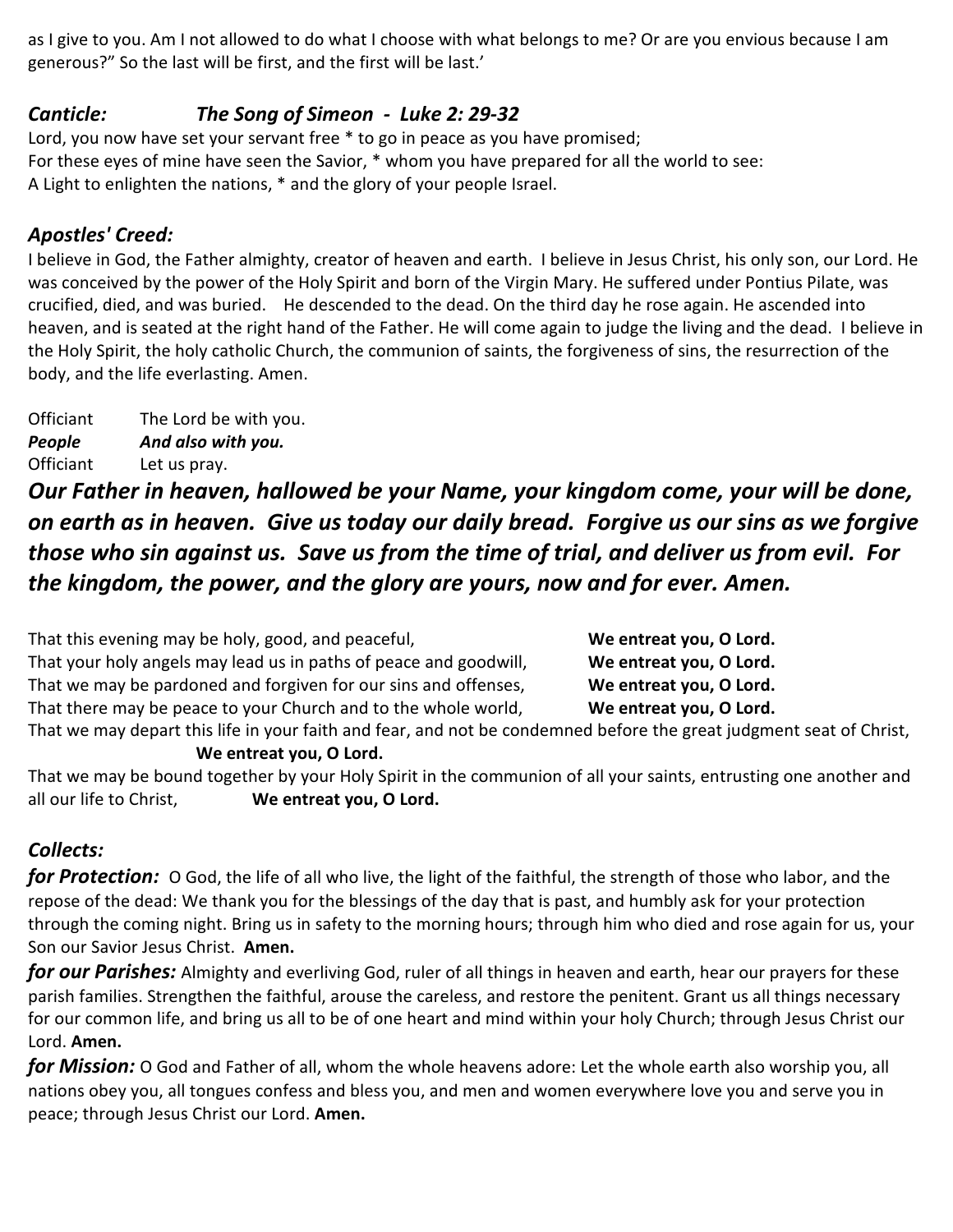as I give to you. Am I not allowed to do what I choose with what belongs to me? Or are you envious because I am generous?" So the last will be first, and the first will be last.'

### *Canticle: The Song of Simeon - Luke 2: 29-32*

Lord, you now have set your servant free * to go in peace as you have promised;
For these eyes of mine have seen the Savior, * whom you have prepared for all the world to see:
A Light to enlighten the nations, * and the glory of your people Israel.

### *Apostles' Creed:*

I believe in God, the Father almighty, creator of heaven and earth. I believe in Jesus Christ, his only son, our Lord. He was conceived by the power of the Holy Spirit and born of the Virgin Mary. He suffered under Pontius Pilate, was crucified, died, and was buried. He descended to the dead. On the third day he rose again. He ascended into heaven, and is seated at the right hand of the Father. He will come again to judge the living and the dead. I believe in the Holy Spirit, the holy catholic Church, the communion of saints, the forgiveness of sins, the resurrection of the body, and the life everlasting. Amen.

Officiant The Lord be with you.
***People And also with you.***
Officiant Let us pray.

***Our Father in heaven, hallowed be your Name, your kingdom come, your will be done, on earth as in heaven. Give us today our daily bread. Forgive us our sins as we forgive those who sin against us. Save us from the time of trial, and deliver us from evil. For the kingdom, the power, and the glory are yours, now and for ever. Amen.***

That this evening may be holy, good, and peaceful, **We entreat you, O Lord.**
That your holy angels may lead us in paths of peace and goodwill, **We entreat you, O Lord.**
That we may be pardoned and forgiven for our sins and offenses, **We entreat you, O Lord.**
That there may be peace to your Church and to the whole world, **We entreat you, O Lord.**
That we may depart this life in your faith and fear, and not be condemned before the great judgment seat of Christ, **We entreat you, O Lord.**
That we may be bound together by your Holy Spirit in the communion of all your saints, entrusting one another and all our life to Christ, **We entreat you, O Lord.**

### *Collects:*

***for Protection:*** O God, the life of all who live, the light of the faithful, the strength of those who labor, and the repose of the dead: We thank you for the blessings of the day that is past, and humbly ask for your protection through the coming night. Bring us in safety to the morning hours; through him who died and rose again for us, your Son our Savior Jesus Christ. **Amen.**

***for our Parishes:*** Almighty and everliving God, ruler of all things in heaven and earth, hear our prayers for these parish families. Strengthen the faithful, arouse the careless, and restore the penitent. Grant us all things necessary for our common life, and bring us all to be of one heart and mind within your holy Church; through Jesus Christ our Lord. **Amen.**

***for Mission:*** O God and Father of all, whom the whole heavens adore: Let the whole earth also worship you, all nations obey you, all tongues confess and bless you, and men and women everywhere love you and serve you in peace; through Jesus Christ our Lord. **Amen.**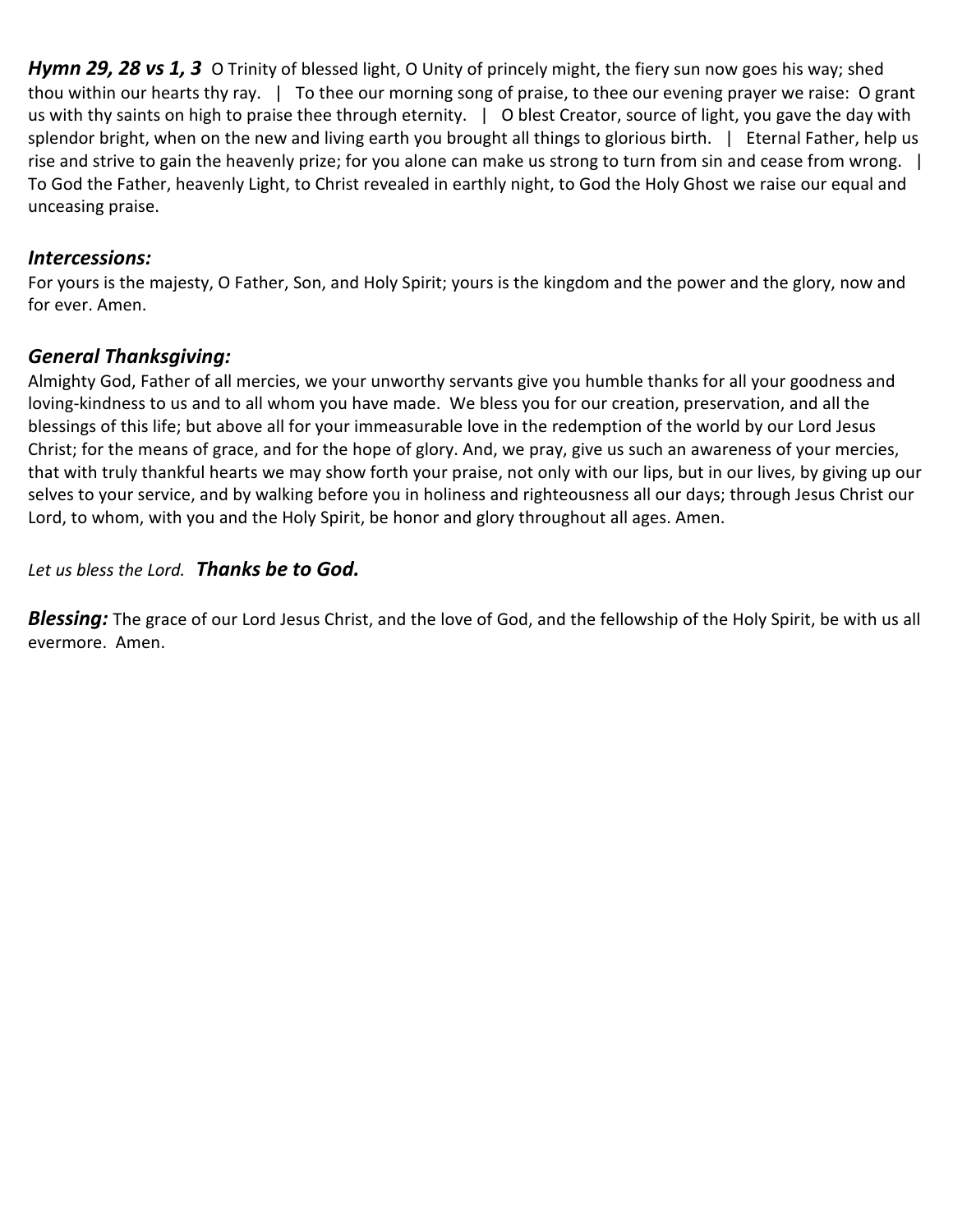***Hymn 29, 28 vs 1, 3*** O Trinity of blessed light, O Unity of princely might, the fiery sun now goes his way; shed thou within our hearts thy ray. | To thee our morning song of praise, to thee our evening prayer we raise: O grant us with thy saints on high to praise thee through eternity. | O blest Creator, source of light, you gave the day with splendor bright, when on the new and living earth you brought all things to glorious birth. | Eternal Father, help us rise and strive to gain the heavenly prize; for you alone can make us strong to turn from sin and cease from wrong. | To God the Father, heavenly Light, to Christ revealed in earthly night, to God the Holy Ghost we raise our equal and unceasing praise.

### *Intercessions:*

For yours is the majesty, O Father, Son, and Holy Spirit; yours is the kingdom and the power and the glory, now and for ever. Amen.

### *General Thanksgiving:*

Almighty God, Father of all mercies, we your unworthy servants give you humble thanks for all your goodness and loving-kindness to us and to all whom you have made. We bless you for our creation, preservation, and all the blessings of this life; but above all for your immeasurable love in the redemption of the world by our Lord Jesus Christ; for the means of grace, and for the hope of glory. And, we pray, give us such an awareness of your mercies, that with truly thankful hearts we may show forth your praise, not only with our lips, but in our lives, by giving up our selves to your service, and by walking before you in holiness and righteousness all our days; through Jesus Christ our Lord, to whom, with you and the Holy Spirit, be honor and glory throughout all ages. Amen.

*Let us bless the Lord.* ***Thanks be to God.***

***Blessing:*** The grace of our Lord Jesus Christ, and the love of God, and the fellowship of the Holy Spirit, be with us all evermore. Amen.